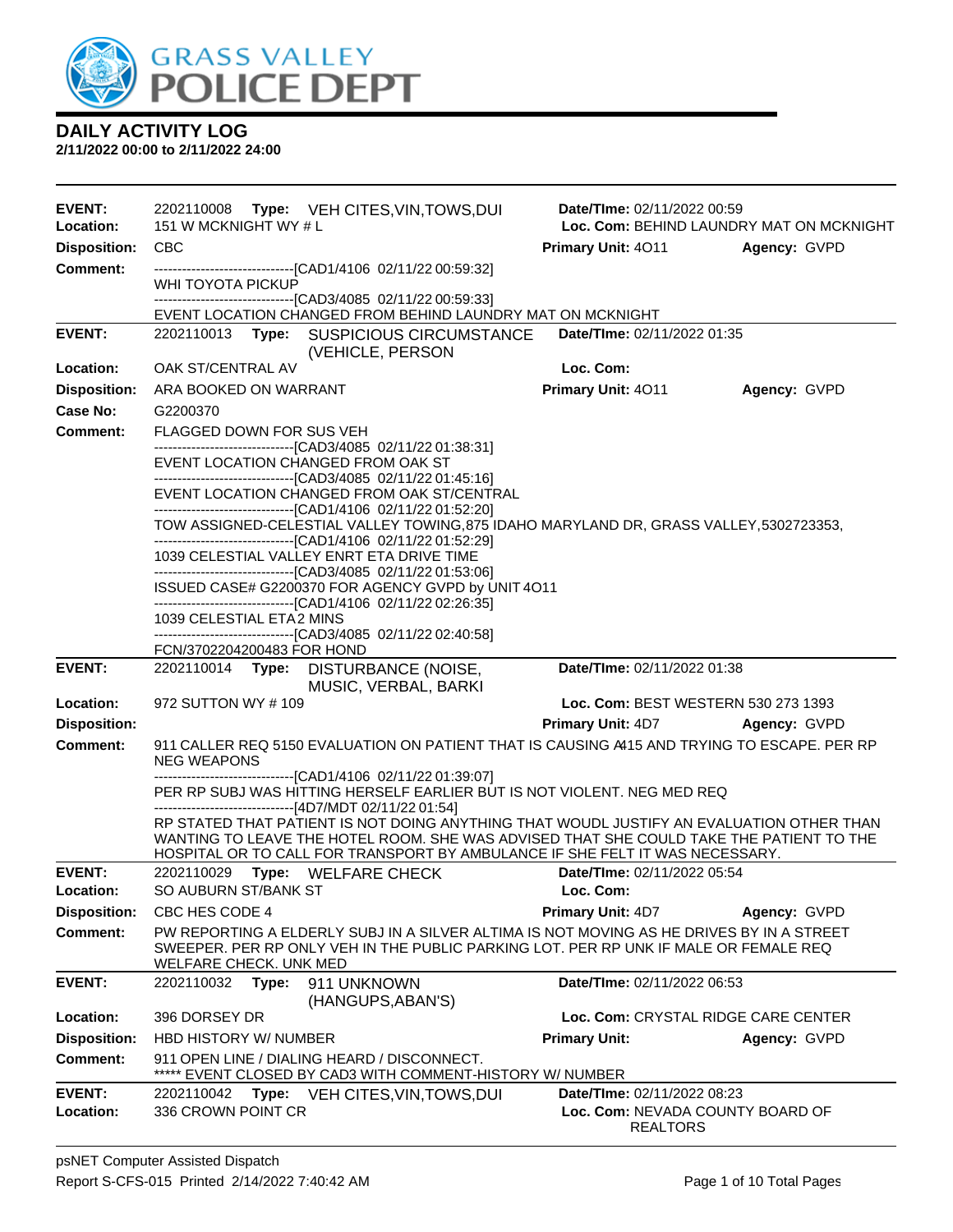# DAILY ACTIVITY LOG

**2/11/2022 00:00 to 2/11/2022 24:00**

---

**EVENT:** 2202110008 **Type:** VEH CITES,VIN,TOWS,DUI **Date/TIme:** 02/11/2022 00:59
**Location:** 151 W MCKNIGHT WY # L **Loc. Com:** BEHIND LAUNDRY MAT ON MCKNIGHT
**Disposition:** CBC **Primary Unit:** 4O11 **Agency:** GVPD
**Comment:**
------------------------------[CAD1/4106 02/11/22 00:59:32]
WHI TOYOTA PICKUP
------------------------------[CAD3/4085 02/11/22 00:59:33]
EVENT LOCATION CHANGED FROM BEHIND LAUNDRY MAT ON MCKNIGHT

---

**EVENT:** 2202110013 **Type:** SUSPICIOUS CIRCUMSTANCE (VEHICLE, PERSON **Date/TIme:** 02/11/2022 01:35
**Location:** OAK ST/CENTRAL AV **Loc. Com:**
**Disposition:** ARA BOOKED ON WARRANT **Primary Unit:** 4O11 **Agency:** GVPD
**Case No:** G2200370
**Comment:** FLAGGED DOWN FOR SUS VEH
------------------------------[CAD3/4085 02/11/22 01:38:31]
EVENT LOCATION CHANGED FROM OAK ST
------------------------------[CAD3/4085 02/11/22 01:45:16]
EVENT LOCATION CHANGED FROM OAK ST/CENTRAL
------------------------------[CAD1/4106 02/11/22 01:52:20]
TOW ASSIGNED-CELESTIAL VALLEY TOWING,875 IDAHO MARYLAND DR, GRASS VALLEY,5302723353,
------------------------------[CAD1/4106 02/11/22 01:52:29]
1039 CELESTIAL VALLEY ENRT ETA DRIVE TIME
------------------------------[CAD3/4085 02/11/22 01:53:06]
ISSUED CASE# G2200370 FOR AGENCY GVPD by UNIT 4O11
------------------------------[CAD1/4106 02/11/22 02:26:35]
1039 CELESTIAL ETA 2 MINS
------------------------------[CAD3/4085 02/11/22 02:40:58]
FCN/3702204200483 FOR HOND

---

**EVENT:** 2202110014 **Type:** DISTURBANCE (NOISE, MUSIC, VERBAL, BARKI **Date/TIme:** 02/11/2022 01:38
**Location:** 972 SUTTON WY # 109 **Loc. Com:** BEST WESTERN 530 273 1393
**Disposition:** **Primary Unit:** 4D7 **Agency:** GVPD
**Comment:** 911 CALLER REQ 5150 EVALUATION ON PATIENT THAT IS CAUSING A415 AND TRYING TO ESCAPE. PER RP NEG WEAPONS
------------------------------[CAD1/4106 02/11/22 01:39:07]
PER RP SUBJ WAS HITTING HERSELF EARLIER BUT IS NOT VIOLENT. NEG MED REQ
------------------------------[4D7/MDT 02/11/22 01:54]
RP STATED THAT PATIENT IS NOT DOING ANYTHING THAT WOUDL JUSTIFY AN EVALUATION OTHER THAN WANTING TO LEAVE THE HOTEL ROOM. SHE WAS ADVISED THAT SHE COULD TAKE THE PATIENT TO THE HOSPITAL OR TO CALL FOR TRANSPORT BY AMBULANCE IF SHE FELT IT WAS NECESSARY.

---

**EVENT:** 2202110029 **Type:** WELFARE CHECK **Date/TIme:** 02/11/2022 05:54
**Location:** SO AUBURN ST/BANK ST **Loc. Com:**
**Disposition:** CBC HES CODE 4 **Primary Unit:** 4D7 **Agency:** GVPD
**Comment:** PW REPORTING A ELDERLY SUBJ IN A SILVER ALTIMA IS NOT MOVING AS HE DRIVES BY IN A STREET SWEEPER. PER RP ONLY VEH IN THE PUBLIC PARKING LOT. PER RP UNK IF MALE OR FEMALE REQ WELFARE CHECK. UNK MED

---

**EVENT:** 2202110032 **Type:** 911 UNKNOWN (HANGUPS,ABAN'S) **Date/TIme:** 02/11/2022 06:53
**Location:** 396 DORSEY DR **Loc. Com:** CRYSTAL RIDGE CARE CENTER
**Disposition:** HBD HISTORY W/ NUMBER **Primary Unit:** **Agency:** GVPD
**Comment:** 911 OPEN LINE / DIALING HEARD / DISCONNECT.
***** EVENT CLOSED BY CAD3 WITH COMMENT-HISTORY W/ NUMBER

---

**EVENT:** 2202110042 **Type:** VEH CITES,VIN,TOWS,DUI **Date/TIme:** 02/11/2022 08:23
**Location:** 336 CROWN POINT CR **Loc. Com:** NEVADA COUNTY BOARD OF REALTORS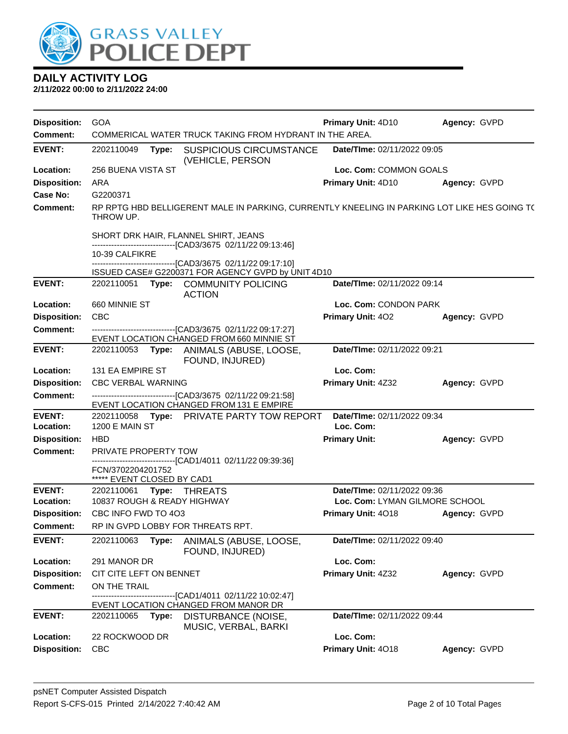# DAILY ACTIVITY LOG

**2/11/2022 00:00 to 2/11/2022 24:00**

**Disposition:** GOA **Primary Unit:** 4D10 **Agency:** GVPD
**Comment:** COMMERICAL WATER TRUCK TAKING FROM HYDRANT IN THE AREA.

---

**EVENT:** 2202110049 **Type:** SUSPICIOUS CIRCUMSTANCE (VEHICLE, PERSON **Date/TIme:** 02/11/2022 09:05
**Location:** 256 BUENA VISTA ST **Loc. Com:** COMMON GOALS
**Disposition:** ARA **Primary Unit:** 4D10 **Agency:** GVPD
**Case No:** G2200371
**Comment:** RP RPTG HBD BELLIGERENT MALE IN PARKING, CURRENTLY KNEELING IN PARKING LOT LIKE HES GOING TO THROW UP.

SHORT DRK HAIR, FLANNEL SHIRT, JEANS
------------------------------[CAD3/3675 02/11/22 09:13:46]
10-39 CALFIKRE
------------------------------[CAD3/3675 02/11/22 09:17:10]
ISSUED CASE# G2200371 FOR AGENCY GVPD by UNIT 4D10

---

**EVENT:** 2202110051 **Type:** COMMUNITY POLICING ACTION **Date/TIme:** 02/11/2022 09:14
**Location:** 660 MINNIE ST **Loc. Com:** CONDON PARK
**Disposition:** CBC **Primary Unit:** 4O2 **Agency:** GVPD
**Comment:** ------------------------------[CAD3/3675 02/11/22 09:17:27]
EVENT LOCATION CHANGED FROM 660 MINNIE ST

---

**EVENT:** 2202110053 **Type:** ANIMALS (ABUSE, LOOSE, FOUND, INJURED) **Date/TIme:** 02/11/2022 09:21
**Location:** 131 EA EMPIRE ST **Loc. Com:**
**Disposition:** CBC VERBAL WARNING **Primary Unit:** 4Z32 **Agency:** GVPD
**Comment:** ------------------------------[CAD3/3675 02/11/22 09:21:58]
EVENT LOCATION CHANGED FROM 131 E EMPIRE

---

**EVENT:** 2202110058 **Type:** PRIVATE PARTY TOW REPORT **Date/TIme:** 02/11/2022 09:34
**Location:** 1200 E MAIN ST **Loc. Com:**
**Disposition:** HBD **Primary Unit:** **Agency:** GVPD
**Comment:** PRIVATE PROPERTY TOW
------------------------------[CAD1/4011 02/11/22 09:39:36]
FCN/3702204201752
***** EVENT CLOSED BY CAD1

---

**EVENT:** 2202110061 **Type:** THREATS **Date/TIme:** 02/11/2022 09:36
**Location:** 10837 ROUGH & READY HIGHWAY **Loc. Com:** LYMAN GILMORE SCHOOL
**Disposition:** CBC INFO FWD TO 4O3 **Primary Unit:** 4O18 **Agency:** GVPD
**Comment:** RP IN GVPD LOBBY FOR THREATS RPT.

---

**EVENT:** 2202110063 **Type:** ANIMALS (ABUSE, LOOSE, FOUND, INJURED) **Date/TIme:** 02/11/2022 09:40
**Location:** 291 MANOR DR **Loc. Com:**
**Disposition:** CIT CITE LEFT ON BENNET **Primary Unit:** 4Z32 **Agency:** GVPD
**Comment:** ON THE TRAIL
------------------------------[CAD1/4011 02/11/22 10:02:47]
EVENT LOCATION CHANGED FROM MANOR DR

---

**EVENT:** 2202110065 **Type:** DISTURBANCE (NOISE, MUSIC, VERBAL, BARKI **Date/TIme:** 02/11/2022 09:44
**Location:** 22 ROCKWOOD DR **Loc. Com:**
**Disposition:** CBC **Primary Unit:** 4O18 **Agency:** GVPD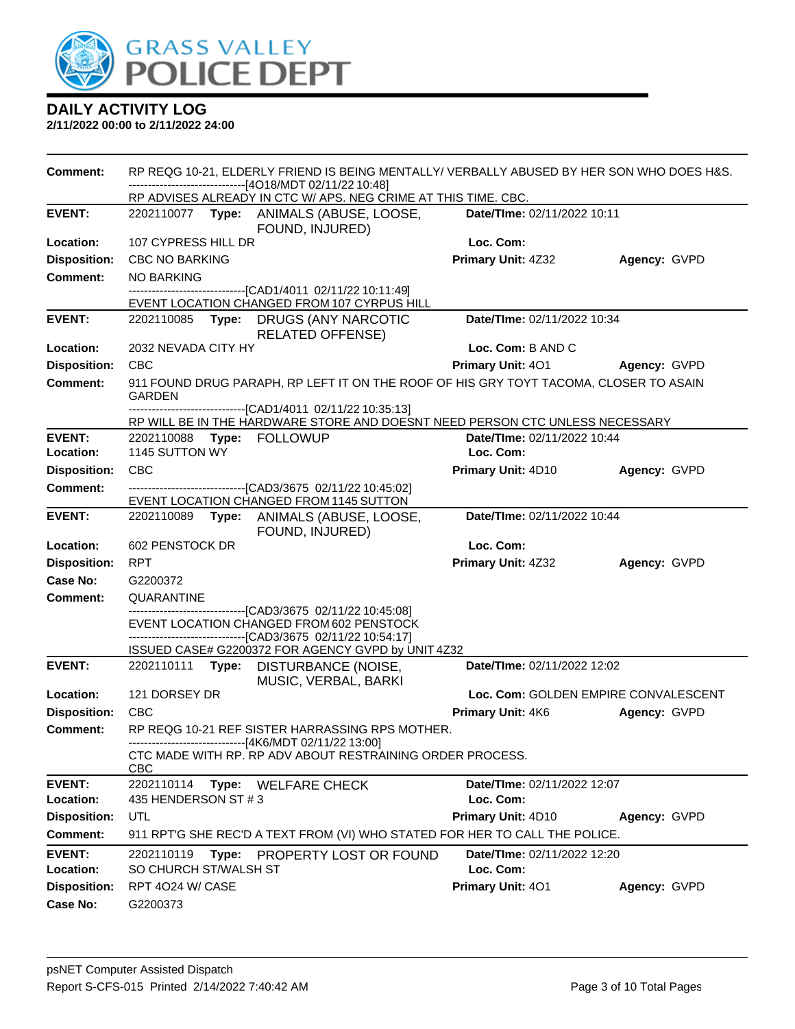# DAILY ACTIVITY LOG

**2/11/2022 00:00 to 2/11/2022 24:00**

**Comment:** RP REQG 10-21, ELDERLY FRIEND IS BEING MENTALLY/ VERBALLY ABUSED BY HER SON WHO DOES H&S.
------------------------------[4O18/MDT 02/11/22 10:48]
RP ADVISES ALREADY IN CTC W/ APS. NEG CRIME AT THIS TIME. CBC.

---

**EVENT:** 2202110077 **Type:** ANIMALS (ABUSE, LOOSE, FOUND, INJURED) **Date/TIme:** 02/11/2022 10:11
**Location:** 107 CYPRESS HILL DR **Loc. Com:**
**Disposition:** CBC NO BARKING **Primary Unit:** 4Z32 **Agency:** GVPD
**Comment:** NO BARKING
------------------------------[CAD1/4011 02/11/22 10:11:49]
EVENT LOCATION CHANGED FROM 107 CYRPUS HILL

---

**EVENT:** 2202110085 **Type:** DRUGS (ANY NARCOTIC RELATED OFFENSE) **Date/TIme:** 02/11/2022 10:34
**Location:** 2032 NEVADA CITY HY **Loc. Com:** B AND C
**Disposition:** CBC **Primary Unit:** 4O1 **Agency:** GVPD
**Comment:** 911 FOUND DRUG PARAPH, RP LEFT IT ON THE ROOF OF HIS GRY TOYT TACOMA, CLOSER TO ASAIN GARDEN
------------------------------[CAD1/4011 02/11/22 10:35:13]
RP WILL BE IN THE HARDWARE STORE AND DOESNT NEED PERSON CTC UNLESS NECESSARY

---

**EVENT:** 2202110088 **Type:** FOLLOWUP **Date/TIme:** 02/11/2022 10:44
**Location:** 1145 SUTTON WY **Loc. Com:**
**Disposition:** CBC **Primary Unit:** 4D10 **Agency:** GVPD
**Comment:** ------------------------------[CAD3/3675 02/11/22 10:45:02]
EVENT LOCATION CHANGED FROM 1145 SUTTON

---

**EVENT:** 2202110089 **Type:** ANIMALS (ABUSE, LOOSE, FOUND, INJURED) **Date/TIme:** 02/11/2022 10:44
**Location:** 602 PENSTOCK DR **Loc. Com:**
**Disposition:** RPT **Primary Unit:** 4Z32 **Agency:** GVPD
**Case No:** G2200372
**Comment:** QUARANTINE
------------------------------[CAD3/3675 02/11/22 10:45:08]
EVENT LOCATION CHANGED FROM 602 PENSTOCK
------------------------------[CAD3/3675 02/11/22 10:54:17]
ISSUED CASE# G2200372 FOR AGENCY GVPD by UNIT 4Z32

---

**EVENT:** 2202110111 **Type:** DISTURBANCE (NOISE, MUSIC, VERBAL, BARKI **Date/TIme:** 02/11/2022 12:02
**Location:** 121 DORSEY DR **Loc. Com:** GOLDEN EMPIRE CONVALESCENT
**Disposition:** CBC **Primary Unit:** 4K6 **Agency:** GVPD
**Comment:** RP REQG 10-21 REF SISTER HARRASSING RPS MOTHER.
------------------------------[4K6/MDT 02/11/22 13:00]
CTC MADE WITH RP. RP ADV ABOUT RESTRAINING ORDER PROCESS.
CBC

---

**EVENT:** 2202110114 **Type:** WELFARE CHECK **Date/TIme:** 02/11/2022 12:07
**Location:** 435 HENDERSON ST # 3 **Loc. Com:**
**Disposition:** UTL **Primary Unit:** 4D10 **Agency:** GVPD
**Comment:** 911 RPT'G SHE REC'D A TEXT FROM (VI) WHO STATED FOR HER TO CALL THE POLICE.

---

**EVENT:** 2202110119 **Type:** PROPERTY LOST OR FOUND **Date/TIme:** 02/11/2022 12:20
**Location:** SO CHURCH ST/WALSH ST **Loc. Com:**
**Disposition:** RPT 4O24 W/ CASE **Primary Unit:** 4O1 **Agency:** GVPD
**Case No:** G2200373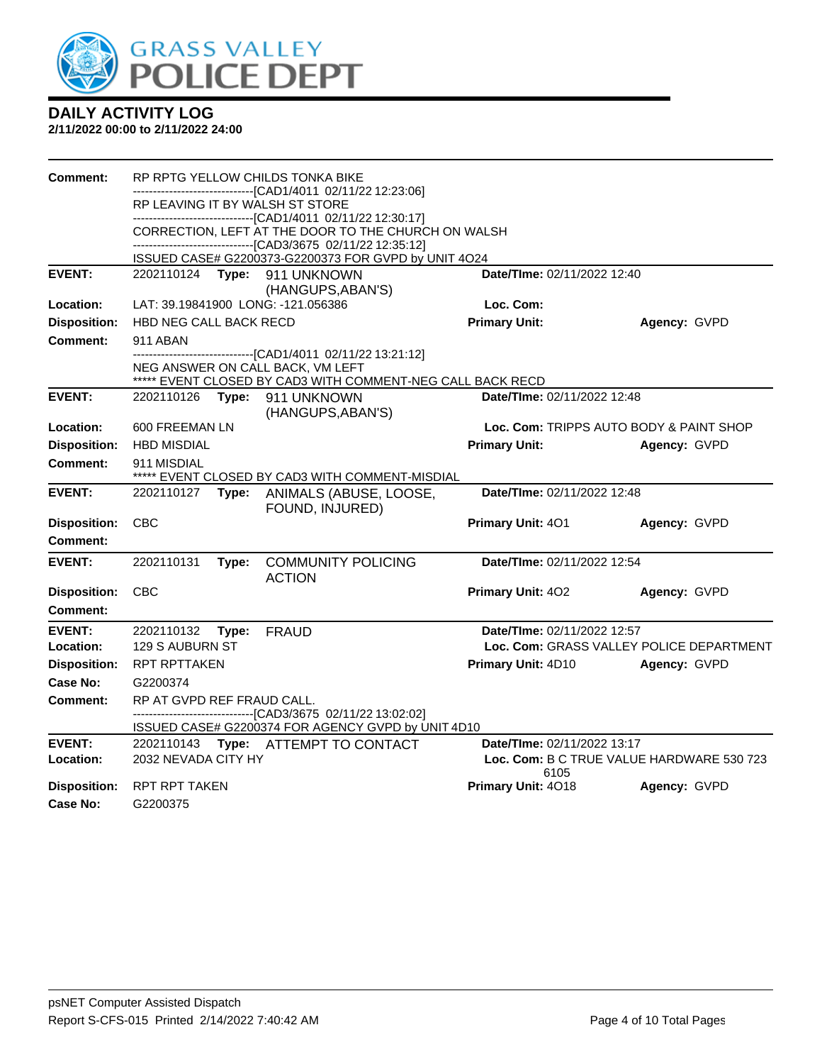## DAILY ACTIVITY LOG

**2/11/2022 00:00 to 2/11/2022 24:00**

**Comment:** RP RPTG YELLOW CHILDS TONKA BIKE
------------------------------[CAD1/4011 02/11/22 12:23:06]
RP LEAVING IT BY WALSH ST STORE
------------------------------[CAD1/4011 02/11/22 12:30:17]
CORRECTION, LEFT AT THE DOOR TO THE CHURCH ON WALSH
------------------------------[CAD3/3675 02/11/22 12:35:12]
ISSUED CASE# G2200373-G2200373 FOR GVPD by UNIT 4O24

---

**EVENT:** 2202110124 **Type:** 911 UNKNOWN (HANGUPS,ABAN'S) **Date/TIme:** 02/11/2022 12:40
**Location:** LAT: 39.19841900 LONG: -121.056386 **Loc. Com:**
**Disposition:** HBD NEG CALL BACK RECD **Primary Unit:** **Agency:** GVPD
**Comment:** 911 ABAN
------------------------------[CAD1/4011 02/11/22 13:21:12]
NEG ANSWER ON CALL BACK, VM LEFT
***** EVENT CLOSED BY CAD3 WITH COMMENT-NEG CALL BACK RECD

---

**EVENT:** 2202110126 **Type:** 911 UNKNOWN (HANGUPS,ABAN'S) **Date/TIme:** 02/11/2022 12:48
**Location:** 600 FREEMAN LN **Loc. Com:** TRIPPS AUTO BODY & PAINT SHOP
**Disposition:** HBD MISDIAL **Primary Unit:** **Agency:** GVPD
**Comment:** 911 MISDIAL
***** EVENT CLOSED BY CAD3 WITH COMMENT-MISDIAL

---

**EVENT:** 2202110127 **Type:** ANIMALS (ABUSE, LOOSE, FOUND, INJURED) **Date/TIme:** 02/11/2022 12:48
**Disposition:** CBC **Primary Unit:** 4O1 **Agency:** GVPD
**Comment:**

---

**EVENT:** 2202110131 **Type:** COMMUNITY POLICING ACTION **Date/TIme:** 02/11/2022 12:54
**Disposition:** CBC **Primary Unit:** 4O2 **Agency:** GVPD
**Comment:**

---

**EVENT:** 2202110132 **Type:** FRAUD **Date/TIme:** 02/11/2022 12:57
**Location:** 129 S AUBURN ST **Loc. Com:** GRASS VALLEY POLICE DEPARTMENT
**Disposition:** RPT RPTTAKEN **Primary Unit:** 4D10 **Agency:** GVPD
**Case No:** G2200374
**Comment:** RP AT GVPD REF FRAUD CALL.
------------------------------[CAD3/3675 02/11/22 13:02:02]
ISSUED CASE# G2200374 FOR AGENCY GVPD by UNIT 4D10

---

**EVENT:** 2202110143 **Type:** ATTEMPT TO CONTACT **Date/TIme:** 02/11/2022 13:17
**Location:** 2032 NEVADA CITY HY **Loc. Com:** B C TRUE VALUE HARDWARE 530 723 6105
**Disposition:** RPT RPT TAKEN **Primary Unit:** 4O18 **Agency:** GVPD
**Case No:** G2200375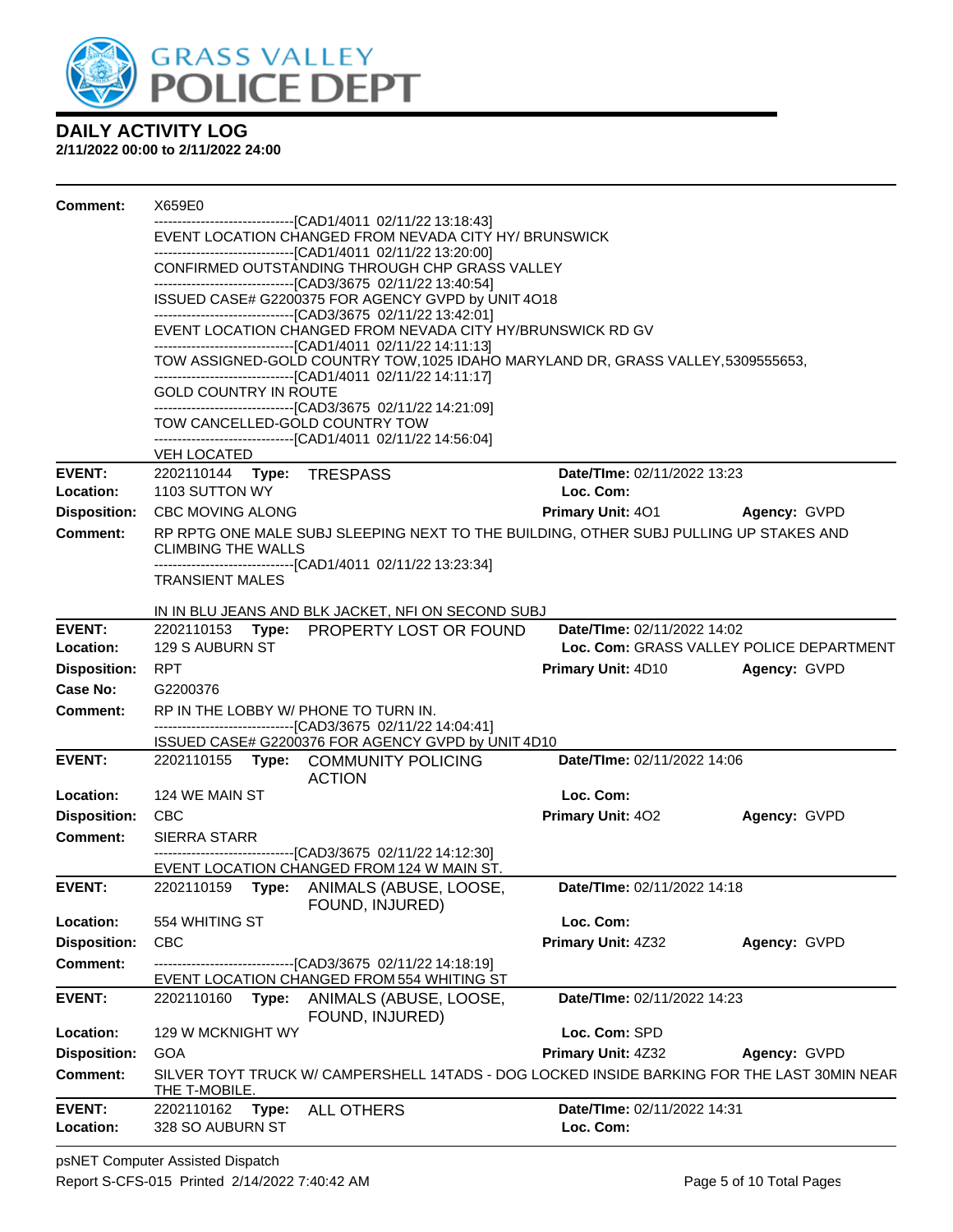# DAILY ACTIVITY LOG

**2/11/2022 00:00 to 2/11/2022 24:00**

**Comment:** X659E0
------------------------------[CAD1/4011 02/11/22 13:18:43]
EVENT LOCATION CHANGED FROM NEVADA CITY HY/ BRUNSWICK
------------------------------[CAD1/4011 02/11/22 13:20:00]
CONFIRMED OUTSTANDING THROUGH CHP GRASS VALLEY
------------------------------[CAD3/3675 02/11/22 13:40:54]
ISSUED CASE# G2200375 FOR AGENCY GVPD by UNIT 4O18
------------------------------[CAD3/3675 02/11/22 13:42:01]
EVENT LOCATION CHANGED FROM NEVADA CITY HY/BRUNSWICK RD GV
------------------------------[CAD1/4011 02/11/22 14:11:13]
TOW ASSIGNED-GOLD COUNTRY TOW,1025 IDAHO MARYLAND DR, GRASS VALLEY,5309555653,
------------------------------[CAD1/4011 02/11/22 14:11:17]
GOLD COUNTRY IN ROUTE
------------------------------[CAD3/3675 02/11/22 14:21:09]
TOW CANCELLED-GOLD COUNTRY TOW
------------------------------[CAD1/4011 02/11/22 14:56:04]
VEH LOCATED

---

**EVENT:** 2202110144 **Type:** TRESPASS **Date/TIme:** 02/11/2022 13:23
**Location:** 1103 SUTTON WY **Loc. Com:**
**Disposition:** CBC MOVING ALONG **Primary Unit:** 4O1 **Agency:** GVPD
**Comment:** RP RPTG ONE MALE SUBJ SLEEPING NEXT TO THE BUILDING, OTHER SUBJ PULLING UP STAKES AND CLIMBING THE WALLS
------------------------------[CAD1/4011 02/11/22 13:23:34]
TRANSIENT MALES

IN IN BLU JEANS AND BLK JACKET, NFI ON SECOND SUBJ

---

**EVENT:** 2202110153 **Type:** PROPERTY LOST OR FOUND **Date/TIme:** 02/11/2022 14:02
**Location:** 129 S AUBURN ST **Loc. Com:** GRASS VALLEY POLICE DEPARTMENT
**Disposition:** RPT **Primary Unit:** 4D10 **Agency:** GVPD
**Case No:** G2200376
**Comment:** RP IN THE LOBBY W/ PHONE TO TURN IN.
------------------------------[CAD3/3675 02/11/22 14:04:41]
ISSUED CASE# G2200376 FOR AGENCY GVPD by UNIT 4D10

---

**EVENT:** 2202110155 **Type:** COMMUNITY POLICING ACTION **Date/TIme:** 02/11/2022 14:06
**Location:** 124 WE MAIN ST **Loc. Com:**
**Disposition:** CBC **Primary Unit:** 4O2 **Agency:** GVPD
**Comment:** SIERRA STARR
------------------------------[CAD3/3675 02/11/22 14:12:30]
EVENT LOCATION CHANGED FROM 124 W MAIN ST.

---

**EVENT:** 2202110159 **Type:** ANIMALS (ABUSE, LOOSE, FOUND, INJURED) **Date/TIme:** 02/11/2022 14:18
**Location:** 554 WHITING ST **Loc. Com:**
**Disposition:** CBC **Primary Unit:** 4Z32 **Agency:** GVPD
**Comment:** ------------------------------[CAD3/3675 02/11/22 14:18:19]
EVENT LOCATION CHANGED FROM 554 WHITING ST

---

**EVENT:** 2202110160 **Type:** ANIMALS (ABUSE, LOOSE, FOUND, INJURED) **Date/TIme:** 02/11/2022 14:23
**Location:** 129 W MCKNIGHT WY **Loc. Com:** SPD
**Disposition:** GOA **Primary Unit:** 4Z32 **Agency:** GVPD
**Comment:** SILVER TOYT TRUCK W/ CAMPERSHELL 14TADS - DOG LOCKED INSIDE BARKING FOR THE LAST 30MIN NEAR THE T-MOBILE.

---

**EVENT:** 2202110162 **Type:** ALL OTHERS **Date/TIme:** 02/11/2022 14:31
**Location:** 328 SO AUBURN ST **Loc. Com:**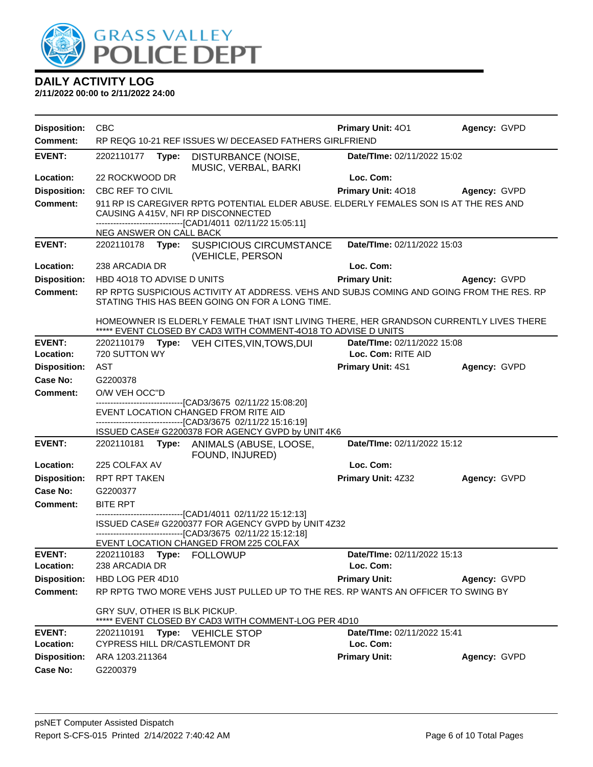# DAILY ACTIVITY LOG

**2/11/2022 00:00 to 2/11/2022 24:00**

**Disposition:** CBC | **Primary Unit:** 4O1 | **Agency:** GVPD

**Comment:** RP REQG 10-21 REF ISSUES W/ DECEASED FATHERS GIRLFRIEND

---

**EVENT:** 2202110177 **Type:** DISTURBANCE (NOISE, MUSIC, VERBAL, BARKI | **Date/TIme:** 02/11/2022 15:02

**Location:** 22 ROCKWOOD DR | **Loc. Com:**

**Disposition:** CBC REF TO CIVIL | **Primary Unit:** 4O18 | **Agency:** GVPD

**Comment:** 911 RP IS CAREGIVER RPTG POTENTIAL ELDER ABUSE. ELDERLY FEMALES SON IS AT THE RES AND CAUSING A 415V, NFI RP DISCONNECTED
------------------------------[CAD1/4011 02/11/22 15:05:11]
NEG ANSWER ON CALL BACK

---

**EVENT:** 2202110178 **Type:** SUSPICIOUS CIRCUMSTANCE (VEHICLE, PERSON | **Date/TIme:** 02/11/2022 15:03

**Location:** 238 ARCADIA DR | **Loc. Com:**

**Disposition:** HBD 4O18 TO ADVISE D UNITS | **Primary Unit:** | **Agency:** GVPD

**Comment:** RP RPTG SUSPICIOUS ACTIVITY AT ADDRESS. VEHS AND SUBJS COMING AND GOING FROM THE RES. RP STATING THIS HAS BEEN GOING ON FOR A LONG TIME.

HOMEOWNER IS ELDERLY FEMALE THAT ISNT LIVING THERE, HER GRANDSON CURRENTLY LIVES THERE
***** EVENT CLOSED BY CAD3 WITH COMMENT-4O18 TO ADVISE D UNITS

---

**EVENT:** 2202110179 **Type:** VEH CITES,VIN,TOWS,DUI | **Date/TIme:** 02/11/2022 15:08

**Location:** 720 SUTTON WY | **Loc. Com:** RITE AID

**Disposition:** AST | **Primary Unit:** 4S1 | **Agency:** GVPD

**Case No:** G2200378

**Comment:** O/W VEH OCC"D
------------------------------[CAD3/3675 02/11/22 15:08:20]
EVENT LOCATION CHANGED FROM RITE AID
------------------------------[CAD3/3675 02/11/22 15:16:19]
ISSUED CASE# G2200378 FOR AGENCY GVPD by UNIT 4K6

---

**EVENT:** 2202110181 **Type:** ANIMALS (ABUSE, LOOSE, FOUND, INJURED) | **Date/TIme:** 02/11/2022 15:12

**Location:** 225 COLFAX AV | **Loc. Com:**

**Disposition:** RPT RPT TAKEN | **Primary Unit:** 4Z32 | **Agency:** GVPD

**Case No:** G2200377

**Comment:** BITE RPT
------------------------------[CAD1/4011 02/11/22 15:12:13]
ISSUED CASE# G2200377 FOR AGENCY GVPD by UNIT 4Z32
------------------------------[CAD3/3675 02/11/22 15:12:18]
EVENT LOCATION CHANGED FROM 225 COLFAX

---

**EVENT:** 2202110183 **Type:** FOLLOWUP | **Date/TIme:** 02/11/2022 15:13

**Location:** 238 ARCADIA DR | **Loc. Com:**

**Disposition:** HBD LOG PER 4D10 | **Primary Unit:** | **Agency:** GVPD

**Comment:** RP RPTG TWO MORE VEHS JUST PULLED UP TO THE RES. RP WANTS AN OFFICER TO SWING BY

GRY SUV, OTHER IS BLK PICKUP.
***** EVENT CLOSED BY CAD3 WITH COMMENT-LOG PER 4D10

---

**EVENT:** 2202110191 **Type:** VEHICLE STOP | **Date/TIme:** 02/11/2022 15:41

**Location:** CYPRESS HILL DR/CASTLEMONT DR | **Loc. Com:**

**Disposition:** ARA 1203.211364 | **Primary Unit:** | **Agency:** GVPD

**Case No:** G2200379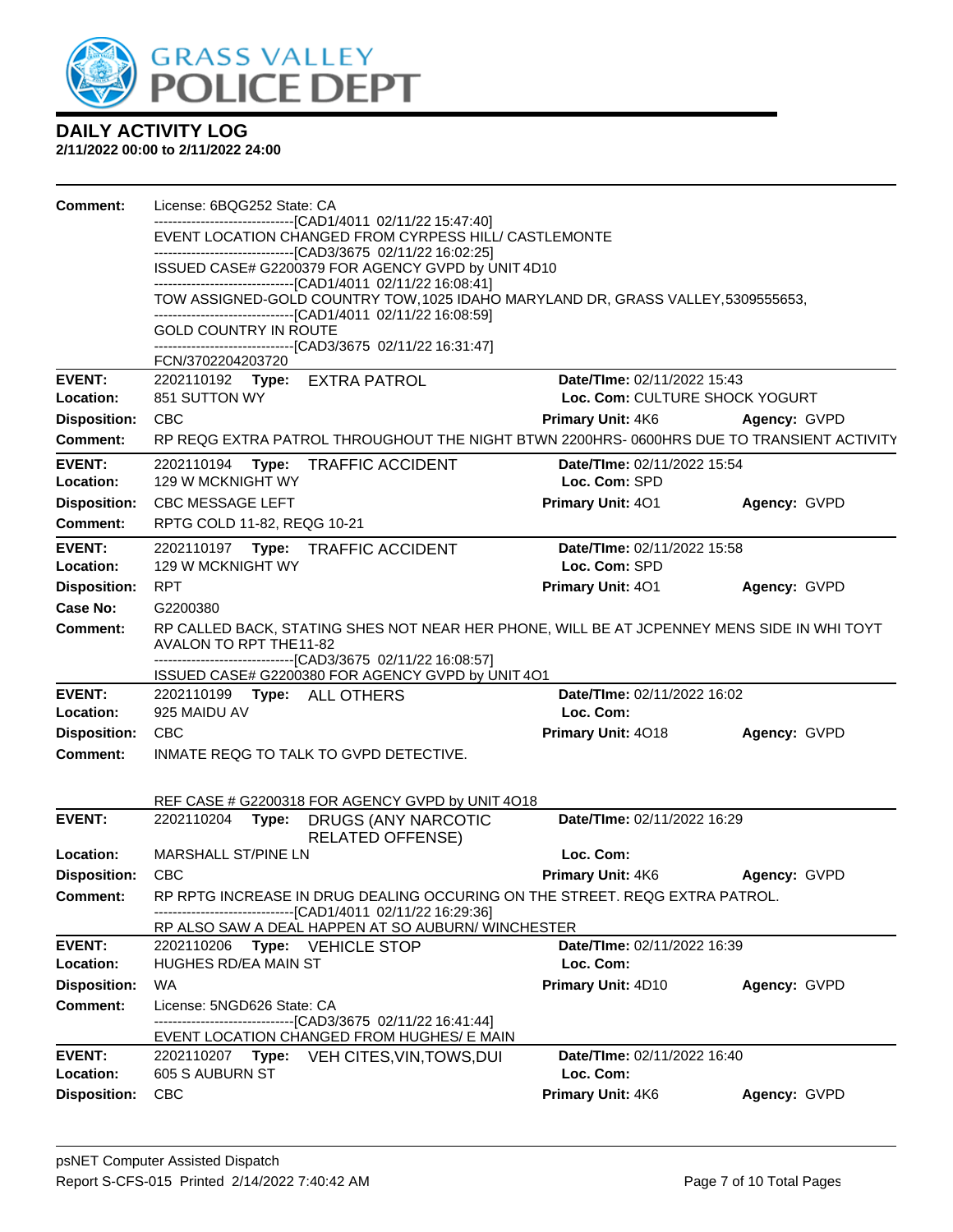# DAILY ACTIVITY LOG

**2/11/2022 00:00 to 2/11/2022 24:00**

**Comment:** License: 6BQG252 State: CA
------------------------------[CAD1/4011 02/11/22 15:47:40]
EVENT LOCATION CHANGED FROM CYRPESS HILL/ CASTLEMONTE
------------------------------[CAD3/3675 02/11/22 16:02:25]
ISSUED CASE# G2200379 FOR AGENCY GVPD by UNIT 4D10
------------------------------[CAD1/4011 02/11/22 16:08:41]
TOW ASSIGNED-GOLD COUNTRY TOW,1025 IDAHO MARYLAND DR, GRASS VALLEY,5309555653,
------------------------------[CAD1/4011 02/11/22 16:08:59]
GOLD COUNTRY IN ROUTE
------------------------------[CAD3/3675 02/11/22 16:31:47]
FCN/3702204203720

---

**EVENT:** 2202110192 **Type:** EXTRA PATROL **Date/TIme:** 02/11/2022 15:43
**Location:** 851 SUTTON WY **Loc. Com:** CULTURE SHOCK YOGURT
**Disposition:** CBC **Primary Unit:** 4K6 **Agency:** GVPD
**Comment:** RP REQG EXTRA PATROL THROUGHOUT THE NIGHT BTWN 2200HRS- 0600HRS DUE TO TRANSIENT ACTIVITY

---

**EVENT:** 2202110194 **Type:** TRAFFIC ACCIDENT **Date/TIme:** 02/11/2022 15:54
**Location:** 129 W MCKNIGHT WY **Loc. Com:** SPD
**Disposition:** CBC MESSAGE LEFT **Primary Unit:** 4O1 **Agency:** GVPD
**Comment:** RPTG COLD 11-82, REQG 10-21

---

**EVENT:** 2202110197 **Type:** TRAFFIC ACCIDENT **Date/TIme:** 02/11/2022 15:58
**Location:** 129 W MCKNIGHT WY **Loc. Com:** SPD
**Disposition:** RPT **Primary Unit:** 4O1 **Agency:** GVPD
**Case No:** G2200380
**Comment:** RP CALLED BACK, STATING SHES NOT NEAR HER PHONE, WILL BE AT JCPENNEY MENS SIDE IN WHI TOYT AVALON TO RPT THE11-82
------------------------------[CAD3/3675 02/11/22 16:08:57]
ISSUED CASE# G2200380 FOR AGENCY GVPD by UNIT 4O1

---

**EVENT:** 2202110199 **Type:** ALL OTHERS **Date/TIme:** 02/11/2022 16:02
**Location:** 925 MAIDU AV **Loc. Com:**
**Disposition:** CBC **Primary Unit:** 4O18 **Agency:** GVPD
**Comment:** INMATE REQG TO TALK TO GVPD DETECTIVE.

REF CASE # G2200318 FOR AGENCY GVPD by UNIT 4O18

---

**EVENT:** 2202110204 **Type:** DRUGS (ANY NARCOTIC RELATED OFFENSE) **Date/TIme:** 02/11/2022 16:29
**Location:** MARSHALL ST/PINE LN **Loc. Com:**
**Disposition:** CBC **Primary Unit:** 4K6 **Agency:** GVPD
**Comment:** RP RPTG INCREASE IN DRUG DEALING OCCURING ON THE STREET. REQG EXTRA PATROL.
------------------------------[CAD1/4011 02/11/22 16:29:36]
RP ALSO SAW A DEAL HAPPEN AT SO AUBURN/ WINCHESTER

---

**EVENT:** 2202110206 **Type:** VEHICLE STOP **Date/TIme:** 02/11/2022 16:39
**Location:** HUGHES RD/EA MAIN ST **Loc. Com:**
**Disposition:** WA **Primary Unit:** 4D10 **Agency:** GVPD
**Comment:** License: 5NGD626 State: CA
------------------------------[CAD3/3675 02/11/22 16:41:44]
EVENT LOCATION CHANGED FROM HUGHES/ E MAIN

---

**EVENT:** 2202110207 **Type:** VEH CITES,VIN,TOWS,DUI **Date/TIme:** 02/11/2022 16:40
**Location:** 605 S AUBURN ST **Loc. Com:**
**Disposition:** CBC **Primary Unit:** 4K6 **Agency:** GVPD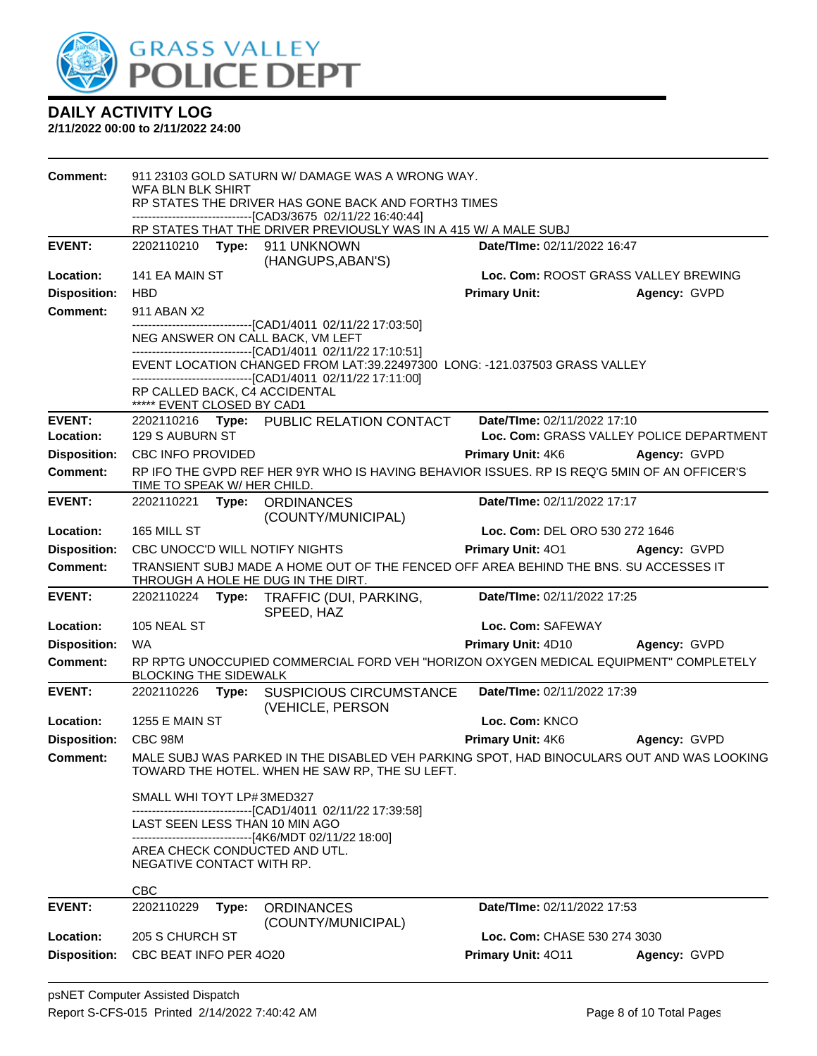# DAILY ACTIVITY LOG

**2/11/2022 00:00 to 2/11/2022 24:00**

**Comment:** 911 23103 GOLD SATURN W/ DAMAGE WAS A WRONG WAY.
WFA BLN BLK SHIRT
RP STATES THE DRIVER HAS GONE BACK AND FORTH3 TIMES
------------------------------[CAD3/3675 02/11/22 16:40:44]
RP STATES THAT THE DRIVER PREVIOUSLY WAS IN A 415 W/ A MALE SUBJ

---

**EVENT:** 2202110210 **Type:** 911 UNKNOWN (HANGUPS,ABAN'S) **Date/TIme:** 02/11/2022 16:47
**Location:** 141 EA MAIN ST **Loc. Com:** ROOST GRASS VALLEY BREWING
**Disposition:** HBD **Primary Unit:** **Agency:** GVPD
**Comment:** 911 ABAN X2
------------------------------[CAD1/4011 02/11/22 17:03:50]
NEG ANSWER ON CALL BACK, VM LEFT
------------------------------[CAD1/4011 02/11/22 17:10:51]
EVENT LOCATION CHANGED FROM LAT:39.22497300 LONG: -121.037503 GRASS VALLEY
------------------------------[CAD1/4011 02/11/22 17:11:00]
RP CALLED BACK, C4 ACCIDENTAL
***** EVENT CLOSED BY CAD1

---

**EVENT:** 2202110216 **Type:** PUBLIC RELATION CONTACT **Date/TIme:** 02/11/2022 17:10
**Location:** 129 S AUBURN ST **Loc. Com:** GRASS VALLEY POLICE DEPARTMENT
**Disposition:** CBC INFO PROVIDED **Primary Unit:** 4K6 **Agency:** GVPD
**Comment:** RP IFO THE GVPD REF HER 9YR WHO IS HAVING BEHAVIOR ISSUES. RP IS REQ'G 5MIN OF AN OFFICER'S TIME TO SPEAK W/ HER CHILD.

---

**EVENT:** 2202110221 **Type:** ORDINANCES (COUNTY/MUNICIPAL) **Date/TIme:** 02/11/2022 17:17
**Location:** 165 MILL ST **Loc. Com:** DEL ORO 530 272 1646
**Disposition:** CBC UNOCC'D WILL NOTIFY NIGHTS **Primary Unit:** 4O1 **Agency:** GVPD
**Comment:** TRANSIENT SUBJ MADE A HOME OUT OF THE FENCED OFF AREA BEHIND THE BNS. SU ACCESSES IT THROUGH A HOLE HE DUG IN THE DIRT.

---

**EVENT:** 2202110224 **Type:** TRAFFIC (DUI, PARKING, SPEED, HAZ **Date/TIme:** 02/11/2022 17:25
**Location:** 105 NEAL ST **Loc. Com:** SAFEWAY
**Disposition:** WA **Primary Unit:** 4D10 **Agency:** GVPD
**Comment:** RP RPTG UNOCCUPIED COMMERCIAL FORD VEH "HORIZON OXYGEN MEDICAL EQUIPMENT" COMPLETELY BLOCKING THE SIDEWALK

---

**EVENT:** 2202110226 **Type:** SUSPICIOUS CIRCUMSTANCE (VEHICLE, PERSON **Date/TIme:** 02/11/2022 17:39
**Location:** 1255 E MAIN ST **Loc. Com:** KNCO
**Disposition:** CBC 98M **Primary Unit:** 4K6 **Agency:** GVPD
**Comment:** MALE SUBJ WAS PARKED IN THE DISABLED VEH PARKING SPOT, HAD BINOCULARS OUT AND WAS LOOKING TOWARD THE HOTEL. WHEN HE SAW RP, THE SU LEFT.

SMALL WHI TOYT LP# 3MED327
------------------------------[CAD1/4011 02/11/22 17:39:58]
LAST SEEN LESS THAN 10 MIN AGO
------------------------------[4K6/MDT 02/11/22 18:00]
AREA CHECK CONDUCTED AND UTL.
NEGATIVE CONTACT WITH RP.

CBC

---

**EVENT:** 2202110229 **Type:** ORDINANCES (COUNTY/MUNICIPAL) **Date/TIme:** 02/11/2022 17:53
**Location:** 205 S CHURCH ST **Loc. Com:** CHASE 530 274 3030
**Disposition:** CBC BEAT INFO PER 4O20 **Primary Unit:** 4O11 **Agency:** GVPD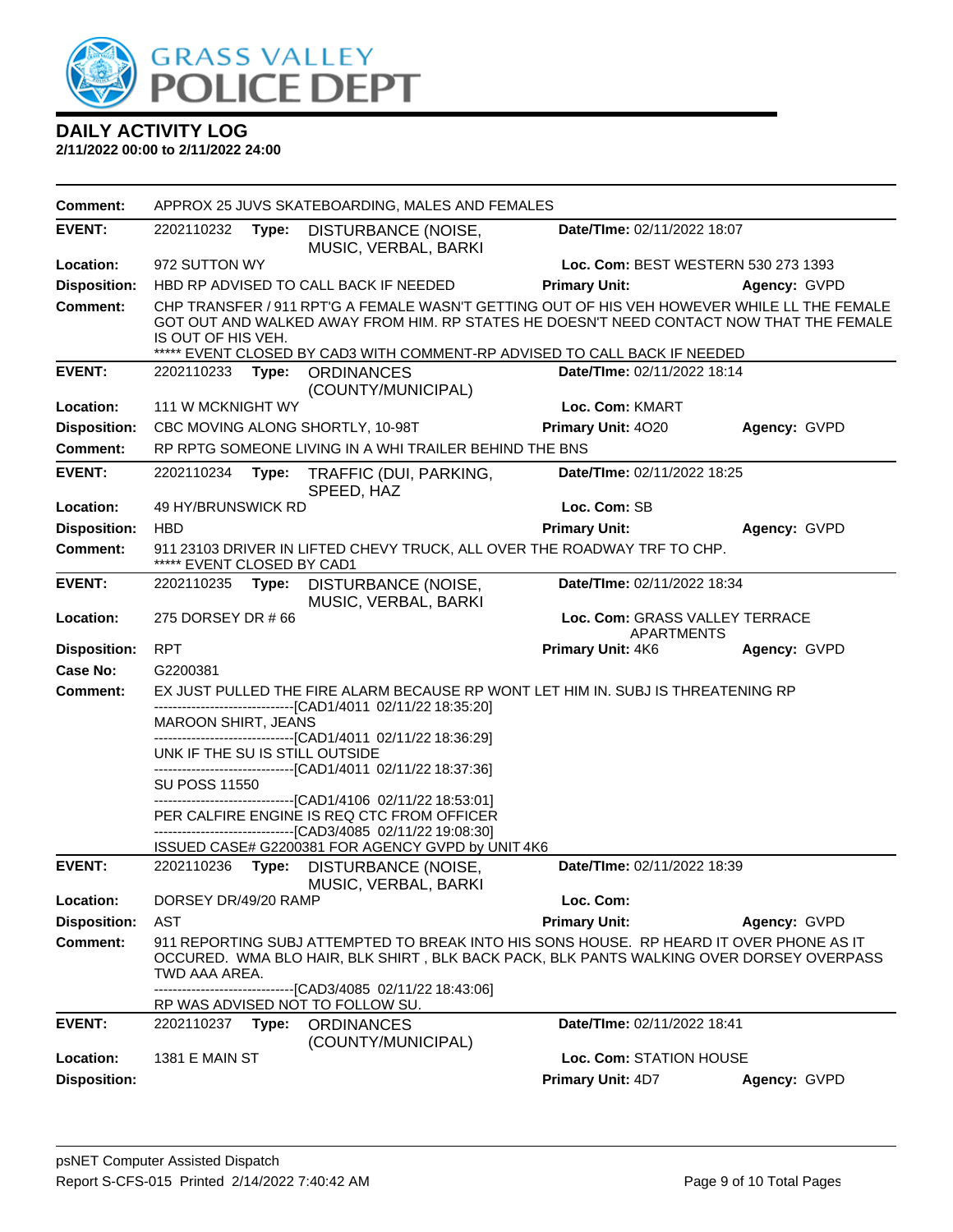# DAILY ACTIVITY LOG

**2/11/2022 00:00 to 2/11/2022 24:00**

| | | | |
|---|---|---|---|
| **Comment:** | APPROX 25 JUVS SKATEBOARDING, MALES AND FEMALES | | |

| | | | |
|---|---|---|---|
| **EVENT:** | 2202110232 **Type:** DISTURBANCE (NOISE, MUSIC, VERBAL, BARKI | **Date/TIme:** 02/11/2022 18:07 | |
| **Location:** | 972 SUTTON WY | **Loc. Com:** BEST WESTERN 530 273 1393 | |
| **Disposition:** | HBD RP ADVISED TO CALL BACK IF NEEDED | **Primary Unit:** | **Agency:** GVPD |
| **Comment:** | CHP TRANSFER / 911 RPT'G A FEMALE WASN'T GETTING OUT OF HIS VEH HOWEVER WHILE LL THE FEMALE GOT OUT AND WALKED AWAY FROM HIM. RP STATES HE DOESN'T NEED CONTACT NOW THAT THE FEMALE IS OUT OF HIS VEH.<br>***** EVENT CLOSED BY CAD3 WITH COMMENT-RP ADVISED TO CALL BACK IF NEEDED | | |

| | | | |
|---|---|---|---|
| **EVENT:** | 2202110233 **Type:** ORDINANCES (COUNTY/MUNICIPAL) | **Date/TIme:** 02/11/2022 18:14 | |
| **Location:** | 111 W MCKNIGHT WY | **Loc. Com:** KMART | |
| **Disposition:** | CBC MOVING ALONG SHORTLY, 10-98T | **Primary Unit:** 4O20 | **Agency:** GVPD |
| **Comment:** | RP RPTG SOMEONE LIVING IN A WHI TRAILER BEHIND THE BNS | | |

| | | | |
|---|---|---|---|
| **EVENT:** | 2202110234 **Type:** TRAFFIC (DUI, PARKING, SPEED, HAZ | **Date/TIme:** 02/11/2022 18:25 | |
| **Location:** | 49 HY/BRUNSWICK RD | **Loc. Com:** SB | |
| **Disposition:** | HBD | **Primary Unit:** | **Agency:** GVPD |
| **Comment:** | 911 23103 DRIVER IN LIFTED CHEVY TRUCK, ALL OVER THE ROADWAY TRF TO CHP.<br>***** EVENT CLOSED BY CAD1 | | |

| | | | |
|---|---|---|---|
| **EVENT:** | 2202110235 **Type:** DISTURBANCE (NOISE, MUSIC, VERBAL, BARKI | **Date/TIme:** 02/11/2022 18:34 | |
| **Location:** | 275 DORSEY DR # 66 | **Loc. Com:** GRASS VALLEY TERRACE APARTMENTS | |
| **Disposition:** | RPT | **Primary Unit:** 4K6 | **Agency:** GVPD |
| **Case No:** | G2200381 | | |
| **Comment:** | EX JUST PULLED THE FIRE ALARM BECAUSE RP WONT LET HIM IN. SUBJ IS THREATENING RP<br>-------------------------------[CAD1/4011 02/11/22 18:35:20]<br>MAROON SHIRT, JEANS<br>-------------------------------[CAD1/4011 02/11/22 18:36:29]<br>UNK IF THE SU IS STILL OUTSIDE<br>-------------------------------[CAD1/4011 02/11/22 18:37:36]<br>SU POSS 11550<br>-------------------------------[CAD1/4106 02/11/22 18:53:01]<br>PER CALFIRE ENGINE IS REQ CTC FROM OFFICER<br>-------------------------------[CAD3/4085 02/11/22 19:08:30]<br>ISSUED CASE# G2200381 FOR AGENCY GVPD by UNIT 4K6 | | |

| | | | |
|---|---|---|---|
| **EVENT:** | 2202110236 **Type:** DISTURBANCE (NOISE, MUSIC, VERBAL, BARKI | **Date/TIme:** 02/11/2022 18:39 | |
| **Location:** | DORSEY DR/49/20 RAMP | **Loc. Com:** | |
| **Disposition:** | AST | **Primary Unit:** | **Agency:** GVPD |
| **Comment:** | 911 REPORTING SUBJ ATTEMPTED TO BREAK INTO HIS SONS HOUSE. RP HEARD IT OVER PHONE AS IT OCCURED. WMA BLO HAIR, BLK SHIRT , BLK BACK PACK, BLK PANTS WALKING OVER DORSEY OVERPASS TWD AAA AREA.<br>-------------------------------[CAD3/4085 02/11/22 18:43:06]<br>RP WAS ADVISED NOT TO FOLLOW SU. | | |

| | | | |
|---|---|---|---|
| **EVENT:** | 2202110237 **Type:** ORDINANCES (COUNTY/MUNICIPAL) | **Date/TIme:** 02/11/2022 18:41 | |
| **Location:** | 1381 E MAIN ST | **Loc. Com:** STATION HOUSE | |
| **Disposition:** | | **Primary Unit:** 4D7 | **Agency:** GVPD |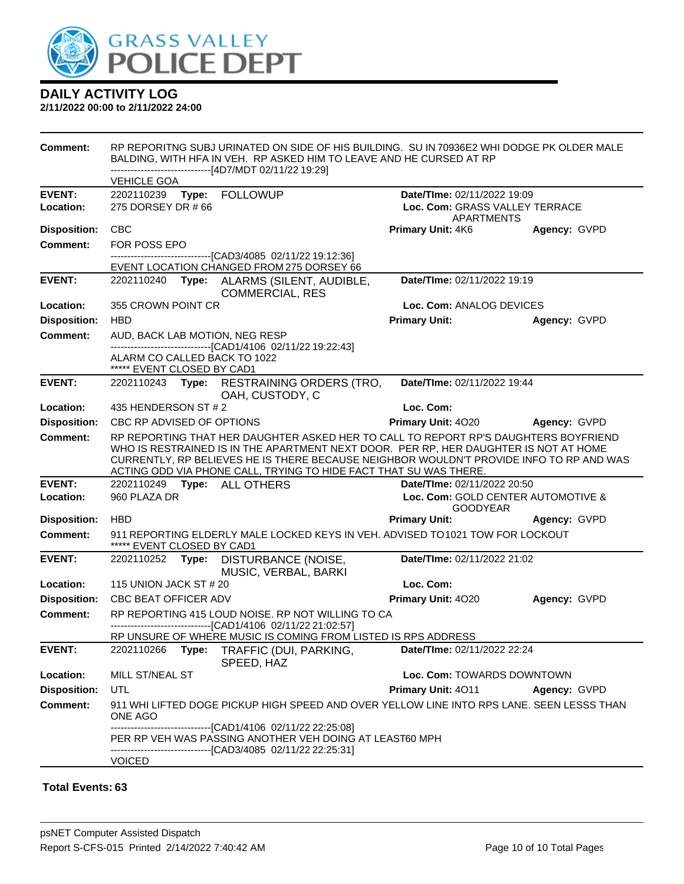# DAILY ACTIVITY LOG

**2/11/2022 00:00 to 2/11/2022 24:00**

**Comment:** RP REPORITNG SUBJ URINATED ON SIDE OF HIS BUILDING. SU IN 70936E2 WHI DODGE PK OLDER MALE BALDING, WITH HFA IN VEH. RP ASKED HIM TO LEAVE AND HE CURSED AT RP
------------------------------[4D7/MDT 02/11/22 19:29]
VEHICLE GOA

---

**EVENT:** 2202110239 **Type:** FOLLOWUP **Date/TIme:** 02/11/2022 19:09
**Location:** 275 DORSEY DR # 66 **Loc. Com:** GRASS VALLEY TERRACE APARTMENTS
**Disposition:** CBC **Primary Unit:** 4K6 **Agency:** GVPD
**Comment:** FOR POSS EPO
------------------------------[CAD3/4085 02/11/22 19:12:36]
EVENT LOCATION CHANGED FROM 275 DORSEY 66

---

**EVENT:** 2202110240 **Type:** ALARMS (SILENT, AUDIBLE, COMMERCIAL, RES **Date/TIme:** 02/11/2022 19:19
**Location:** 355 CROWN POINT CR **Loc. Com:** ANALOG DEVICES
**Disposition:** HBD **Primary Unit:** **Agency:** GVPD
**Comment:** AUD, BACK LAB MOTION, NEG RESP
------------------------------[CAD1/4106 02/11/22 19:22:43]
ALARM CO CALLED BACK TO 1022
***** EVENT CLOSED BY CAD1

---

**EVENT:** 2202110243 **Type:** RESTRAINING ORDERS (TRO, OAH, CUSTODY, C **Date/TIme:** 02/11/2022 19:44
**Location:** 435 HENDERSON ST # 2 **Loc. Com:**
**Disposition:** CBC RP ADVISED OF OPTIONS **Primary Unit:** 4O20 **Agency:** GVPD
**Comment:** RP REPORTING THAT HER DAUGHTER ASKED HER TO CALL TO REPORT RP'S DAUGHTERS BOYFRIEND WHO IS RESTRAINED IS IN THE APARTMENT NEXT DOOR. PER RP, HER DAUGHTER IS NOT AT HOME CURRENTLY, RP BELIEVES HE IS THERE BECAUSE NEIGHBOR WOULDN'T PROVIDE INFO TO RP AND WAS ACTING ODD VIA PHONE CALL, TRYING TO HIDE FACT THAT SU WAS THERE.

---

**EVENT:** 2202110249 **Type:** ALL OTHERS **Date/TIme:** 02/11/2022 20:50
**Location:** 960 PLAZA DR **Loc. Com:** GOLD CENTER AUTOMOTIVE & GOODYEAR
**Disposition:** HBD **Primary Unit:** **Agency:** GVPD
**Comment:** 911 REPORTING ELDERLY MALE LOCKED KEYS IN VEH. ADVISED TO1021 TOW FOR LOCKOUT
***** EVENT CLOSED BY CAD1

---

**EVENT:** 2202110252 **Type:** DISTURBANCE (NOISE, MUSIC, VERBAL, BARKI **Date/TIme:** 02/11/2022 21:02
**Location:** 115 UNION JACK ST # 20 **Loc. Com:**
**Disposition:** CBC BEAT OFFICER ADV **Primary Unit:** 4O20 **Agency:** GVPD
**Comment:** RP REPORTING 415 LOUD NOISE. RP NOT WILLING TO CA
------------------------------[CAD1/4106 02/11/22 21:02:57]
RP UNSURE OF WHERE MUSIC IS COMING FROM LISTED IS RPS ADDRESS

---

**EVENT:** 2202110266 **Type:** TRAFFIC (DUI, PARKING, SPEED, HAZ **Date/TIme:** 02/11/2022 22:24
**Location:** MILL ST/NEAL ST **Loc. Com:** TOWARDS DOWNTOWN
**Disposition:** UTL **Primary Unit:** 4O11 **Agency:** GVPD
**Comment:** 911 WHI LIFTED DOGE PICKUP HIGH SPEED AND OVER YELLOW LINE INTO RPS LANE. SEEN LESSS THAN ONE AGO
------------------------------[CAD1/4106 02/11/22 22:25:08]
PER RP VEH WAS PASSING ANOTHER VEH DOING AT LEAST60 MPH
------------------------------[CAD3/4085 02/11/22 22:25:31]
VOICED

---

**Total Events: 63**

psNET Computer Assisted Dispatch
Report S-CFS-015 Printed 2/14/2022 7:40:42 AM